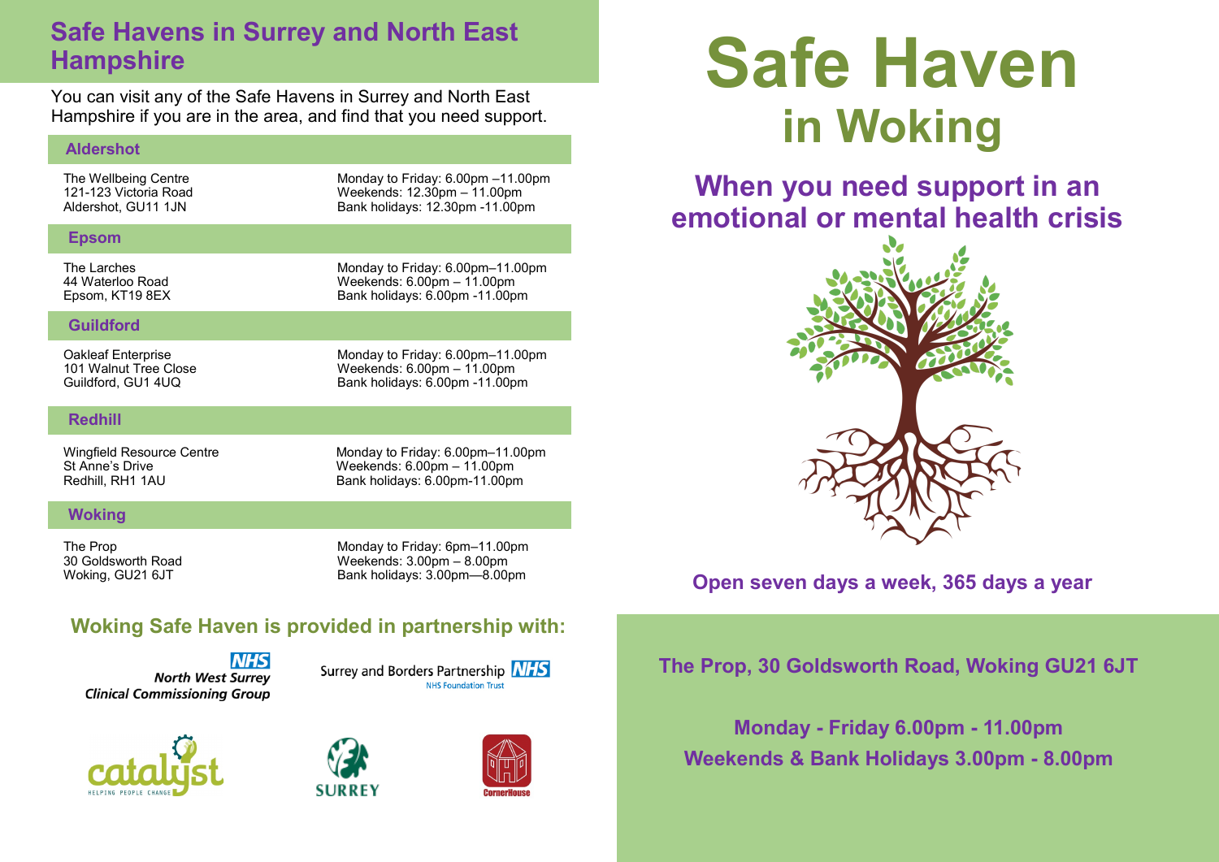## Safe Havens in Surrey and North East Hampshire

You can visit any of the Safe Havens in Surrey and North East Hampshire if you are in the area, and find that you need support.

### Aldershot

The Wellbeing Centre
121-123 Victoria Road
Aldershot, GU11 1JN

Monday to Friday: 6.00pm –11.00pm
Weekends: 12.30pm – 11.00pm
Bank holidays: 12.30pm -11.00pm

### Epsom

The Larches
44 Waterloo Road
Epsom, KT19 8EX

Monday to Friday: 6.00pm–11.00pm
Weekends: 6.00pm – 11.00pm
Bank holidays: 6.00pm -11.00pm

### Guildford

Oakleaf Enterprise
101 Walnut Tree Close
Guildford, GU1 4UQ

Monday to Friday: 6.00pm–11.00pm
Weekends: 6.00pm – 11.00pm
Bank holidays: 6.00pm -11.00pm

### Redhill

Wingfield Resource Centre
St Anne's Drive
Redhill, RH1 1AU

Monday to Friday: 6.00pm–11.00pm
Weekends: 6.00pm – 11.00pm
Bank holidays: 6.00pm-11.00pm

### Woking

The Prop
30 Goldsworth Road
Woking, GU21 6JT

Monday to Friday: 6pm–11.00pm
Weekends: 3.00pm – 8.00pm
Bank holidays: 3.00pm—8.00pm

### Woking Safe Haven is provided in partnership with:

NHS North West Surrey Clinical Commissioning Group

Surrey and Borders Partnership NHS Foundation Trust

catalyst HELPING PEOPLE CHANGE

SURREY

CornerHouse

# Safe Haven in Woking

## When you need support in an emotional or mental health crisis

**Open seven days a week, 365 days a year**

**The Prop, 30 Goldsworth Road, Woking GU21 6JT**

**Monday - Friday 6.00pm - 11.00pm**
**Weekends & Bank Holidays 3.00pm - 8.00pm**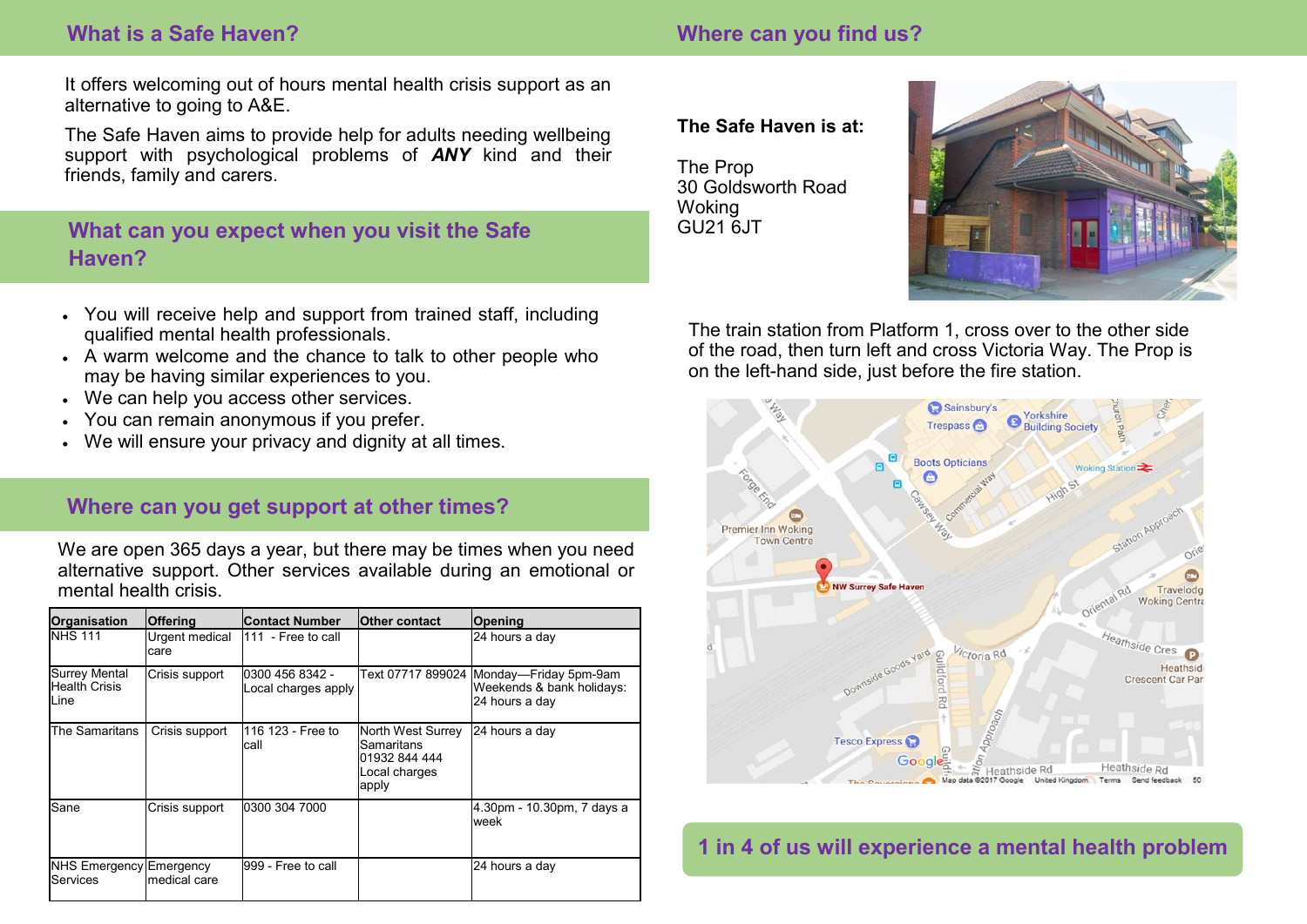## What is a Safe Haven?

It offers welcoming out of hours mental health crisis support as an alternative to going to A&E.

The Safe Haven aims to provide help for adults needing wellbeing support with psychological problems of ***ANY*** kind and their friends, family and carers.

## What can you expect when you visit the Safe Haven?

- You will receive help and support from trained staff, including qualified mental health professionals.
- A warm welcome and the chance to talk to other people who may be having similar experiences to you.
- We can help you access other services.
- You can remain anonymous if you prefer.
- We will ensure your privacy and dignity at all times.

## Where can you get support at other times?

We are open 365 days a year, but there may be times when you need alternative support. Other services available during an emotional or mental health crisis.

| Organisation | Offering | Contact Number | Other contact | Opening |
|---|---|---|---|---|
| NHS 111 | Urgent medical care | 111 - Free to call | | 24 hours a day |
| Surrey Mental Health Crisis Line | Crisis support | 0300 456 8342 - Local charges apply | Text 07717 899024 | Monday—Friday 5pm-9am Weekends & bank holidays: 24 hours a day |
| The Samaritans | Crisis support | 116 123 - Free to call | North West Surrey Samaritans 01932 844 444 Local charges apply | 24 hours a day |
| Sane | Crisis support | 0300 304 7000 | | 4.30pm - 10.30pm, 7 days a week |
| NHS Emergency Services | Emergency medical care | 999 - Free to call | | 24 hours a day |

## Where can you find us?

**The Safe Haven is at:**

The Prop
30 Goldsworth Road
Woking
GU21 6JT

The train station from Platform 1, cross over to the other side of the road, then turn left and cross Victoria Way. The Prop is on the left-hand side, just before the fire station.

**1 in 4 of us will experience a mental health problem**